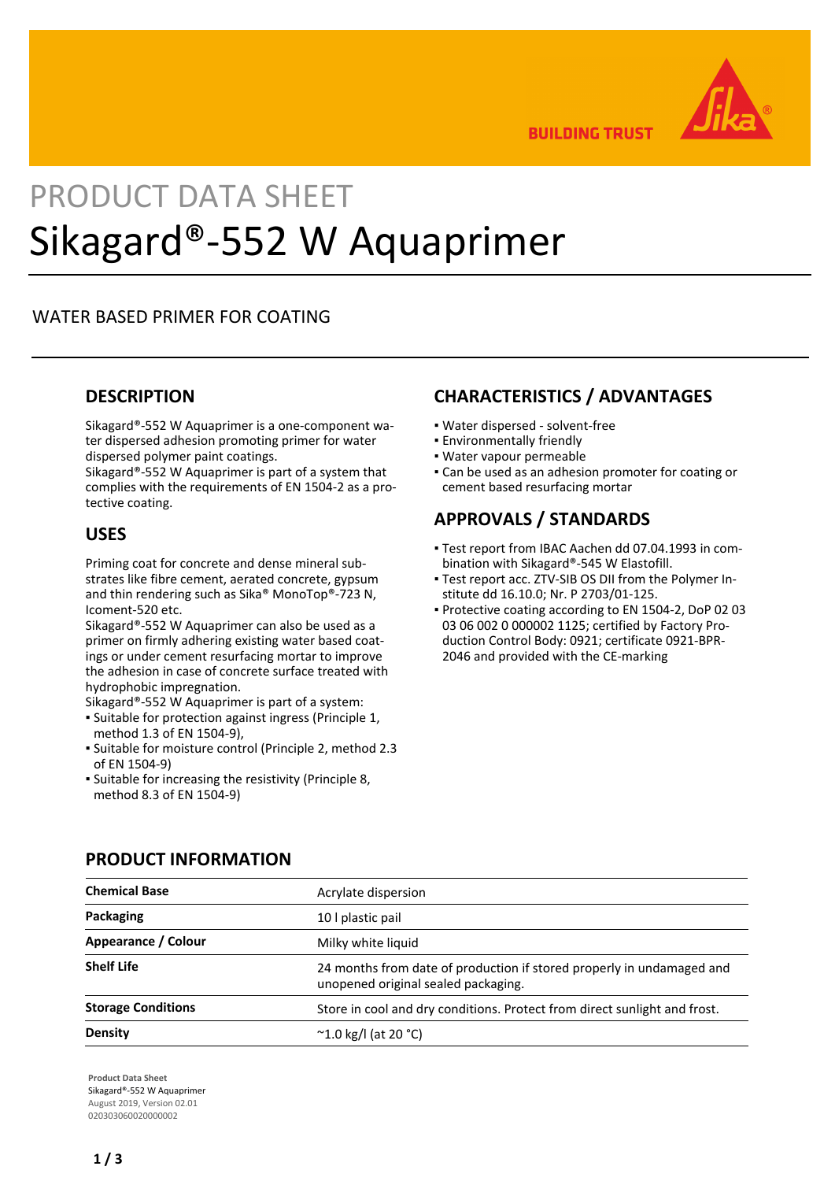# PRODUCT DATA SHEET

# Sikagard®-552 W Aquaprimer

WATER BASED PRIMER FOR COATING

## DESCRIPTION

Sikagard®-552 W Aquaprimer is a one-component water dispersed adhesion promoting primer for water dispersed polymer paint coatings.
Sikagard®-552 W Aquaprimer is part of a system that complies with the requirements of EN 1504-2 as a protective coating.

## USES

Priming coat for concrete and dense mineral substrates like fibre cement, aerated concrete, gypsum and thin rendering such as Sika® MonoTop®-723 N, Icoment-520 etc.
Sikagard®-552 W Aquaprimer can also be used as a primer on firmly adhering existing water based coatings or under cement resurfacing mortar to improve the adhesion in case of concrete surface treated with hydrophobic impregnation.
Sikagard®-552 W Aquaprimer is part of a system:

- Suitable for protection against ingress (Principle 1, method 1.3 of EN 1504-9),
- Suitable for moisture control (Principle 2, method 2.3 of EN 1504-9)
- Suitable for increasing the resistivity (Principle 8, method 8.3 of EN 1504-9)

## CHARACTERISTICS / ADVANTAGES

- Water dispersed - solvent-free
- Environmentally friendly
- Water vapour permeable
- Can be used as an adhesion promoter for coating or cement based resurfacing mortar

## APPROVALS / STANDARDS

- Test report from IBAC Aachen dd 07.04.1993 in combination with Sikagard®-545 W Elastofill.
- Test report acc. ZTV-SIB OS DII from the Polymer Institute dd 16.10.0; Nr. P 2703/01-125.
- Protective coating according to EN 1504-2, DoP 02 03 03 06 002 0 000002 1125; certified by Factory Production Control Body: 0921; certificate 0921-BPR-2046 and provided with the CE-marking

## PRODUCT INFORMATION

| | |
|---|---|
| **Chemical Base** | Acrylate dispersion |
| **Packaging** | 10 l plastic pail |
| **Appearance / Colour** | Milky white liquid |
| **Shelf Life** | 24 months from date of production if stored properly in undamaged and unopened original sealed packaging. |
| **Storage Conditions** | Store in cool and dry conditions. Protect from direct sunlight and frost. |
| **Density** | ~1.0 kg/l (at 20 °C) |

**Product Data Sheet**
Sikagard®-552 W Aquaprimer
August 2019, Version 02.01
020303060020000002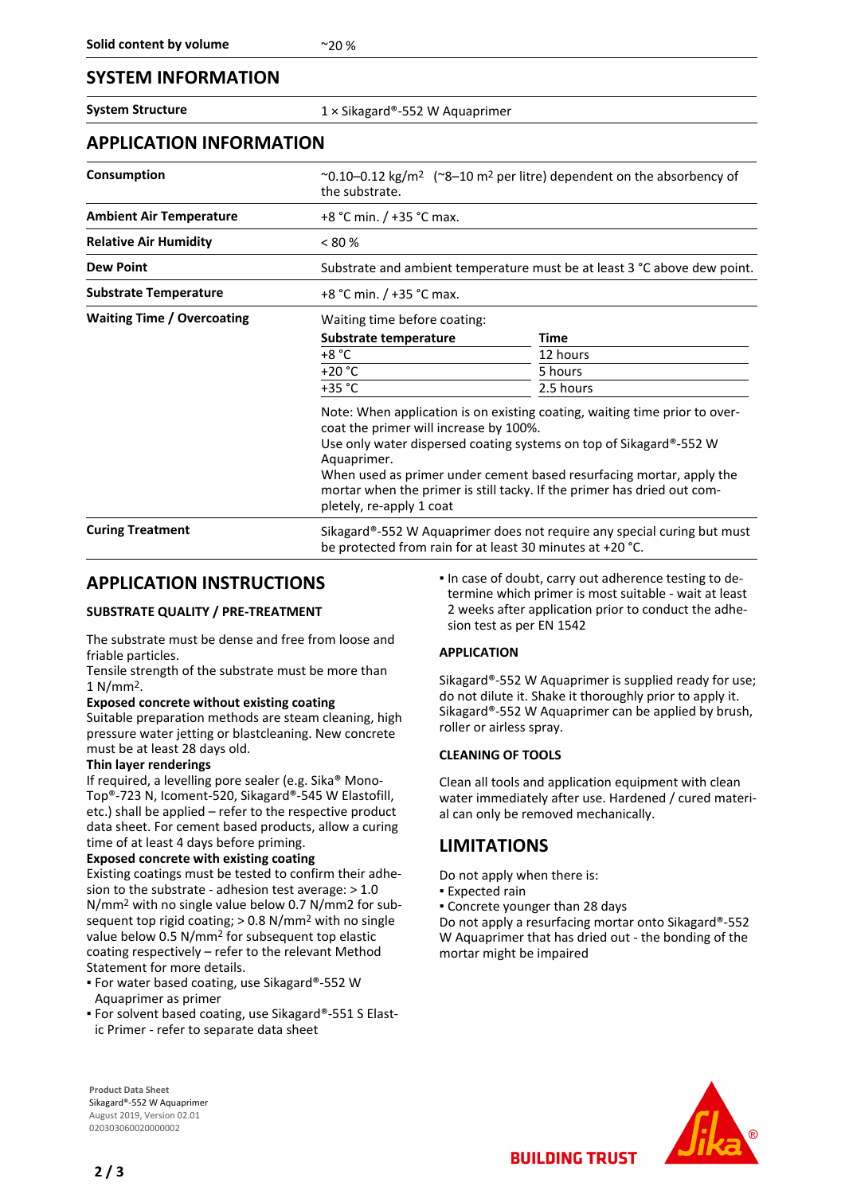| Solid content by volume | ~20 % |
|---|---|

## SYSTEM INFORMATION

| System Structure | 1 × Sikagard®-552 W Aquaprimer |
|---|---|

## APPLICATION INFORMATION

| Consumption | ~0.10–0.12 kg/m² (~8–10 m² per litre) dependent on the absorbency of the substrate. |
|---|---|
| Ambient Air Temperature | +8 °C min. / +35 °C max. |
| Relative Air Humidity | < 80 % |
| Dew Point | Substrate and ambient temperature must be at least 3 °C above dew point. |
| Substrate Temperature | +8 °C min. / +35 °C max. |
| Waiting Time / Overcoating | Waiting time before coating: |

| Substrate temperature | Time |
|---|---|
| +8 °C | 12 hours |
| +20 °C | 5 hours |
| +35 °C | 2.5 hours |

Note: When application is on existing coating, waiting time prior to overcoat the primer will increase by 100%.
Use only water dispersed coating systems on top of Sikagard®-552 W Aquaprimer.
When used as primer under cement based resurfacing mortar, apply the mortar when the primer is still tacky. If the primer has dried out completely, re-apply 1 coat

| Curing Treatment | Sikagard®-552 W Aquaprimer does not require any special curing but must be protected from rain for at least 30 minutes at +20 °C. |
|---|---|

## APPLICATION INSTRUCTIONS

### SUBSTRATE QUALITY / PRE-TREATMENT

The substrate must be dense and free from loose and friable particles.
Tensile strength of the substrate must be more than 1 N/mm².

**Exposed concrete without existing coating**
Suitable preparation methods are steam cleaning, high pressure water jetting or blastcleaning. New concrete must be at least 28 days old.

**Thin layer renderings**
If required, a levelling pore sealer (e.g. Sika® MonoTop®-723 N, Icoment-520, Sikagard®-545 W Elastofill, etc.) shall be applied – refer to the respective product data sheet. For cement based products, allow a curing time of at least 4 days before priming.

**Exposed concrete with existing coating**
Existing coatings must be tested to confirm their adhesion to the substrate - adhesion test average: > 1.0 N/mm² with no single value below 0.7 N/mm2 for subsequent top rigid coating; > 0.8 N/mm² with no single value below 0.5 N/mm² for subsequent top elastic coating respectively – refer to the relevant Method Statement for more details.

- For water based coating, use Sikagard®-552 W Aquaprimer as primer
- For solvent based coating, use Sikagard®-551 S Elastic Primer - refer to separate data sheet
- In case of doubt, carry out adherence testing to determine which primer is most suitable - wait at least 2 weeks after application prior to conduct the adhesion test as per EN 1542

### APPLICATION

Sikagard®-552 W Aquaprimer is supplied ready for use; do not dilute it. Shake it thoroughly prior to apply it. Sikagard®-552 W Aquaprimer can be applied by brush, roller or airless spray.

### CLEANING OF TOOLS

Clean all tools and application equipment with clean water immediately after use. Hardened / cured material can only be removed mechanically.

## LIMITATIONS

Do not apply when there is:

- Expected rain
- Concrete younger than 28 days

Do not apply a resurfacing mortar onto Sikagard®-552 W Aquaprimer that has dried out - the bonding of the mortar might be impaired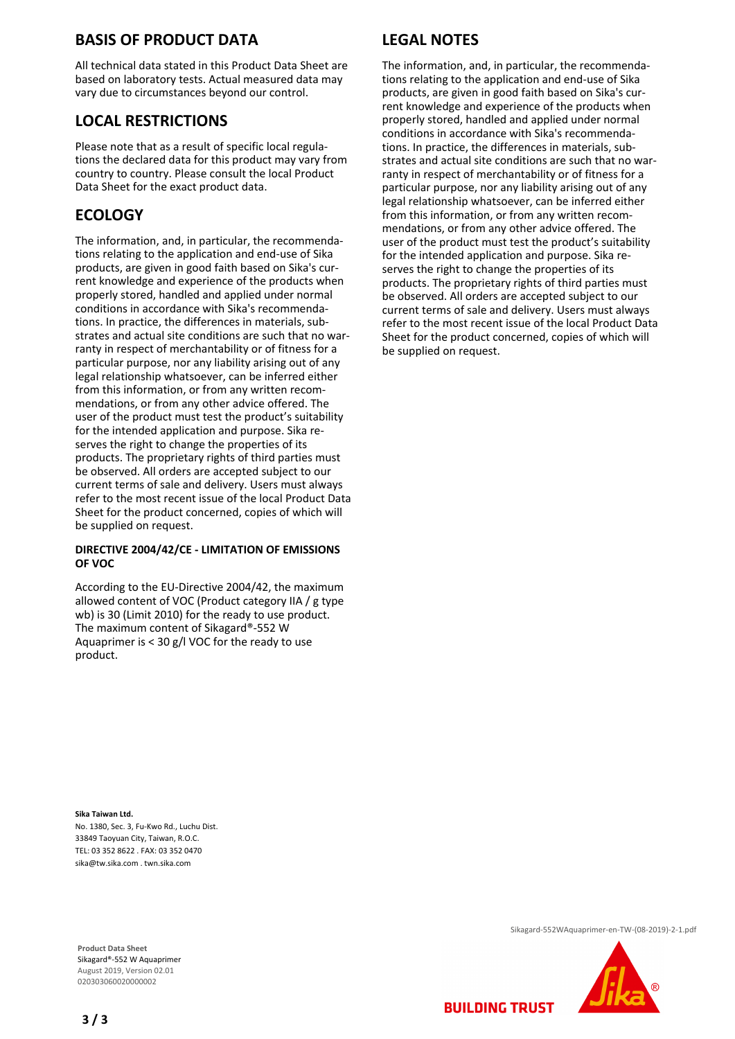## BASIS OF PRODUCT DATA

All technical data stated in this Product Data Sheet are based on laboratory tests. Actual measured data may vary due to circumstances beyond our control.

## LOCAL RESTRICTIONS

Please note that as a result of specific local regulations the declared data for this product may vary from country to country. Please consult the local Product Data Sheet for the exact product data.

## ECOLOGY

The information, and, in particular, the recommendations relating to the application and end-use of Sika products, are given in good faith based on Sika's current knowledge and experience of the products when properly stored, handled and applied under normal conditions in accordance with Sika's recommendations. In practice, the differences in materials, substrates and actual site conditions are such that no warranty in respect of merchantability or of fitness for a particular purpose, nor any liability arising out of any legal relationship whatsoever, can be inferred either from this information, or from any written recommendations, or from any other advice offered. The user of the product must test the product's suitability for the intended application and purpose. Sika reserves the right to change the properties of its products. The proprietary rights of third parties must be observed. All orders are accepted subject to our current terms of sale and delivery. Users must always refer to the most recent issue of the local Product Data Sheet for the product concerned, copies of which will be supplied on request.

### DIRECTIVE 2004/42/CE - LIMITATION OF EMISSIONS OF VOC

According to the EU-Directive 2004/42, the maximum allowed content of VOC (Product category IIA / g type wb) is 30 (Limit 2010) for the ready to use product. The maximum content of Sikagard®-552 W Aquaprimer is < 30 g/l VOC for the ready to use product.

## LEGAL NOTES

The information, and, in particular, the recommendations relating to the application and end-use of Sika products, are given in good faith based on Sika's current knowledge and experience of the products when properly stored, handled and applied under normal conditions in accordance with Sika's recommendations. In practice, the differences in materials, substrates and actual site conditions are such that no warranty in respect of merchantability or of fitness for a particular purpose, nor any liability arising out of any legal relationship whatsoever, can be inferred either from this information, or from any written recommendations, or from any other advice offered. The user of the product must test the product's suitability for the intended application and purpose. Sika reserves the right to change the properties of its products. The proprietary rights of third parties must be observed. All orders are accepted subject to our current terms of sale and delivery. Users must always refer to the most recent issue of the local Product Data Sheet for the product concerned, copies of which will be supplied on request.

**Sika Taiwan Ltd.**
No. 1380, Sec. 3, Fu-Kwo Rd., Luchu Dist.
33849 Taoyuan City, Taiwan, R.O.C.
TEL: 03 352 8622 . FAX: 03 352 0470
sika@tw.sika.com . twn.sika.com

Sikagard-552WAquaprimer-en-TW-(08-2019)-2-1.pdf

**Product Data Sheet**
Sikagard®-552 W Aquaprimer
August 2019, Version 02.01
020303060020000002

**BUILDING TRUST**